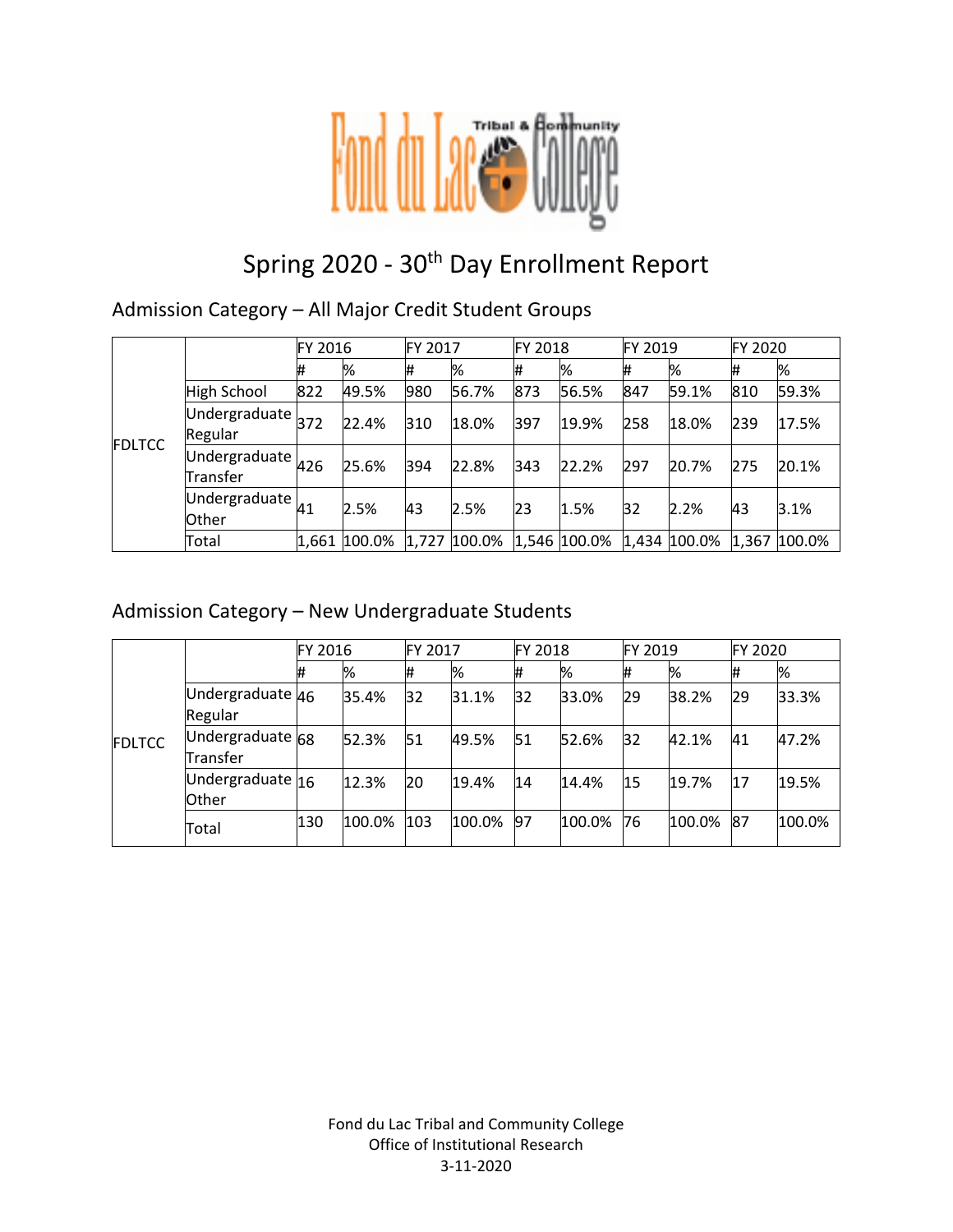# Spring 2020 - 30th Day Enrollment Report

## Admission Category – All Major Credit Student Groups

| | | FY 2016 | | FY 2017 | | FY 2018 | | FY 2019 | | FY 2020 | |
|---|---|---|---|---|---|---|---|---|---|---|---|
| | | # | % | # | % | # | % | # | % | # | % |
| FDLTCC | High School | 822 | 49.5% | 980 | 56.7% | 873 | 56.5% | 847 | 59.1% | 810 | 59.3% |
| | Undergraduate Regular | 372 | 22.4% | 310 | 18.0% | 397 | 19.9% | 258 | 18.0% | 239 | 17.5% |
| | Undergraduate Transfer | 426 | 25.6% | 394 | 22.8% | 343 | 22.2% | 297 | 20.7% | 275 | 20.1% |
| | Undergraduate Other | 41 | 2.5% | 43 | 2.5% | 23 | 1.5% | 32 | 2.2% | 43 | 3.1% |
| | Total | 1,661 | 100.0% | 1,727 | 100.0% | 1,546 | 100.0% | 1,434 | 100.0% | 1,367 | 100.0% |

## Admission Category – New Undergraduate Students

| | | FY 2016 | | FY 2017 | | FY 2018 | | FY 2019 | | FY 2020 | |
|---|---|---|---|---|---|---|---|---|---|---|---|
| | | # | % | # | % | # | % | # | % | # | % |
| FDLTCC | Undergraduate Regular | 46 | 35.4% | 32 | 31.1% | 32 | 33.0% | 29 | 38.2% | 29 | 33.3% |
| | Undergraduate Transfer | 68 | 52.3% | 51 | 49.5% | 51 | 52.6% | 32 | 42.1% | 41 | 47.2% |
| | Undergraduate Other | 16 | 12.3% | 20 | 19.4% | 14 | 14.4% | 15 | 19.7% | 17 | 19.5% |
| | Total | 130 | 100.0% | 103 | 100.0% | 97 | 100.0% | 76 | 100.0% | 87 | 100.0% |

Fond du Lac Tribal and Community College
Office of Institutional Research
3-11-2020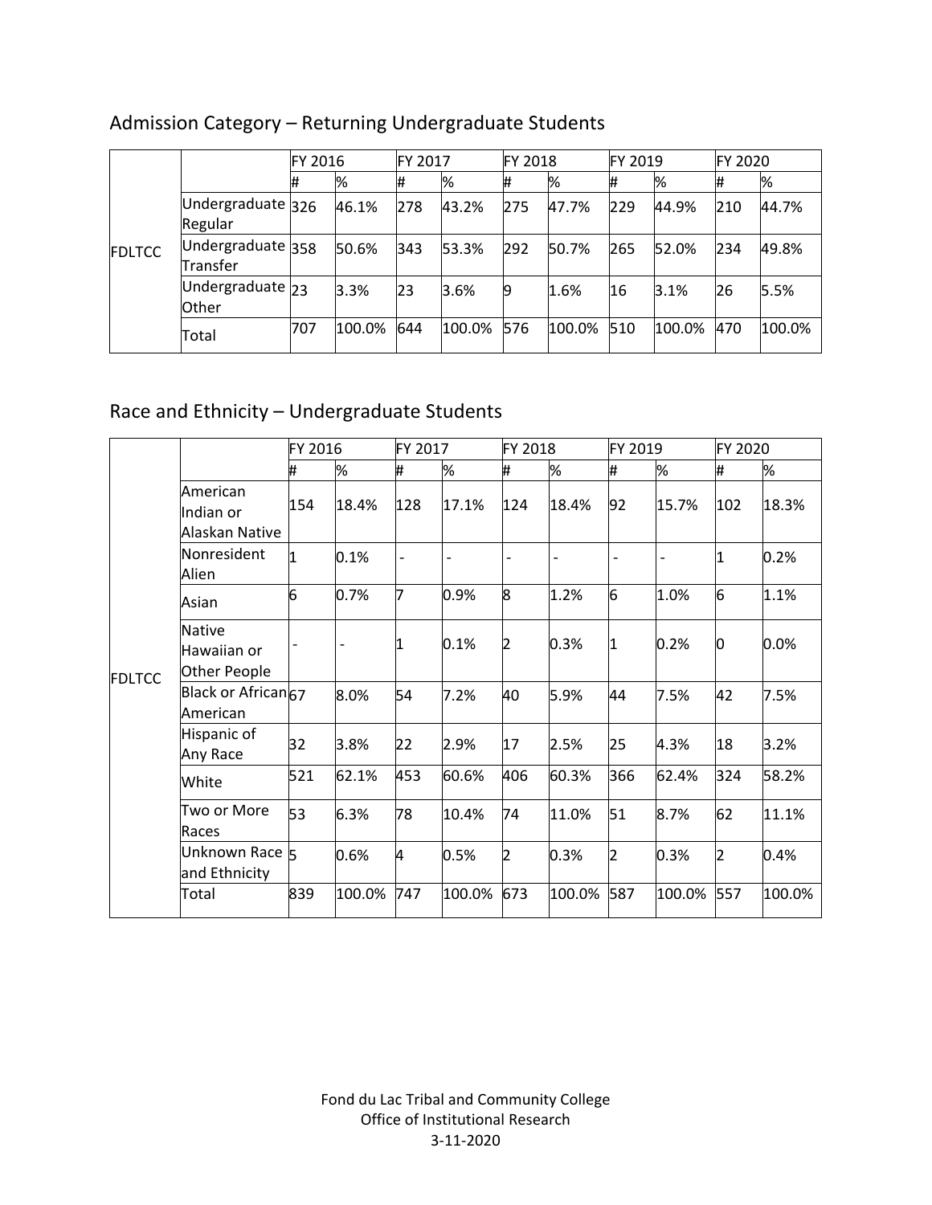## Admission Category – Returning Undergraduate Students

| | | FY 2016 | | FY 2017 | | FY 2018 | | FY 2019 | | FY 2020 | |
|---|---|---|---|---|---|---|---|---|---|---|---|
| | | # | % | # | % | # | % | # | % | # | % |
| FDLTCC | Undergraduate Regular | 326 | 46.1% | 278 | 43.2% | 275 | 47.7% | 229 | 44.9% | 210 | 44.7% |
| | Undergraduate Transfer | 358 | 50.6% | 343 | 53.3% | 292 | 50.7% | 265 | 52.0% | 234 | 49.8% |
| | Undergraduate Other | 23 | 3.3% | 23 | 3.6% | 9 | 1.6% | 16 | 3.1% | 26 | 5.5% |
| | Total | 707 | 100.0% | 644 | 100.0% | 576 | 100.0% | 510 | 100.0% | 470 | 100.0% |

## Race and Ethnicity – Undergraduate Students

| | | FY 2016 | | FY 2017 | | FY 2018 | | FY 2019 | | FY 2020 | |
|---|---|---|---|---|---|---|---|---|---|---|---|
| | | # | % | # | % | # | % | # | % | # | % |
| FDLTCC | American Indian or Alaskan Native | 154 | 18.4% | 128 | 17.1% | 124 | 18.4% | 92 | 15.7% | 102 | 18.3% |
| | Nonresident Alien | 1 | 0.1% | - | - | - | - | - | - | 1 | 0.2% |
| | Asian | 6 | 0.7% | 7 | 0.9% | 8 | 1.2% | 6 | 1.0% | 6 | 1.1% |
| | Native Hawaiian or Other People | - | - | 1 | 0.1% | 2 | 0.3% | 1 | 0.2% | 0 | 0.0% |
| | Black or African American | 67 | 8.0% | 54 | 7.2% | 40 | 5.9% | 44 | 7.5% | 42 | 7.5% |
| | Hispanic of Any Race | 32 | 3.8% | 22 | 2.9% | 17 | 2.5% | 25 | 4.3% | 18 | 3.2% |
| | White | 521 | 62.1% | 453 | 60.6% | 406 | 60.3% | 366 | 62.4% | 324 | 58.2% |
| | Two or More Races | 53 | 6.3% | 78 | 10.4% | 74 | 11.0% | 51 | 8.7% | 62 | 11.1% |
| | Unknown Race and Ethnicity | 5 | 0.6% | 4 | 0.5% | 2 | 0.3% | 2 | 0.3% | 2 | 0.4% |
| | Total | 839 | 100.0% | 747 | 100.0% | 673 | 100.0% | 587 | 100.0% | 557 | 100.0% |

Fond du Lac Tribal and Community College
Office of Institutional Research
3-11-2020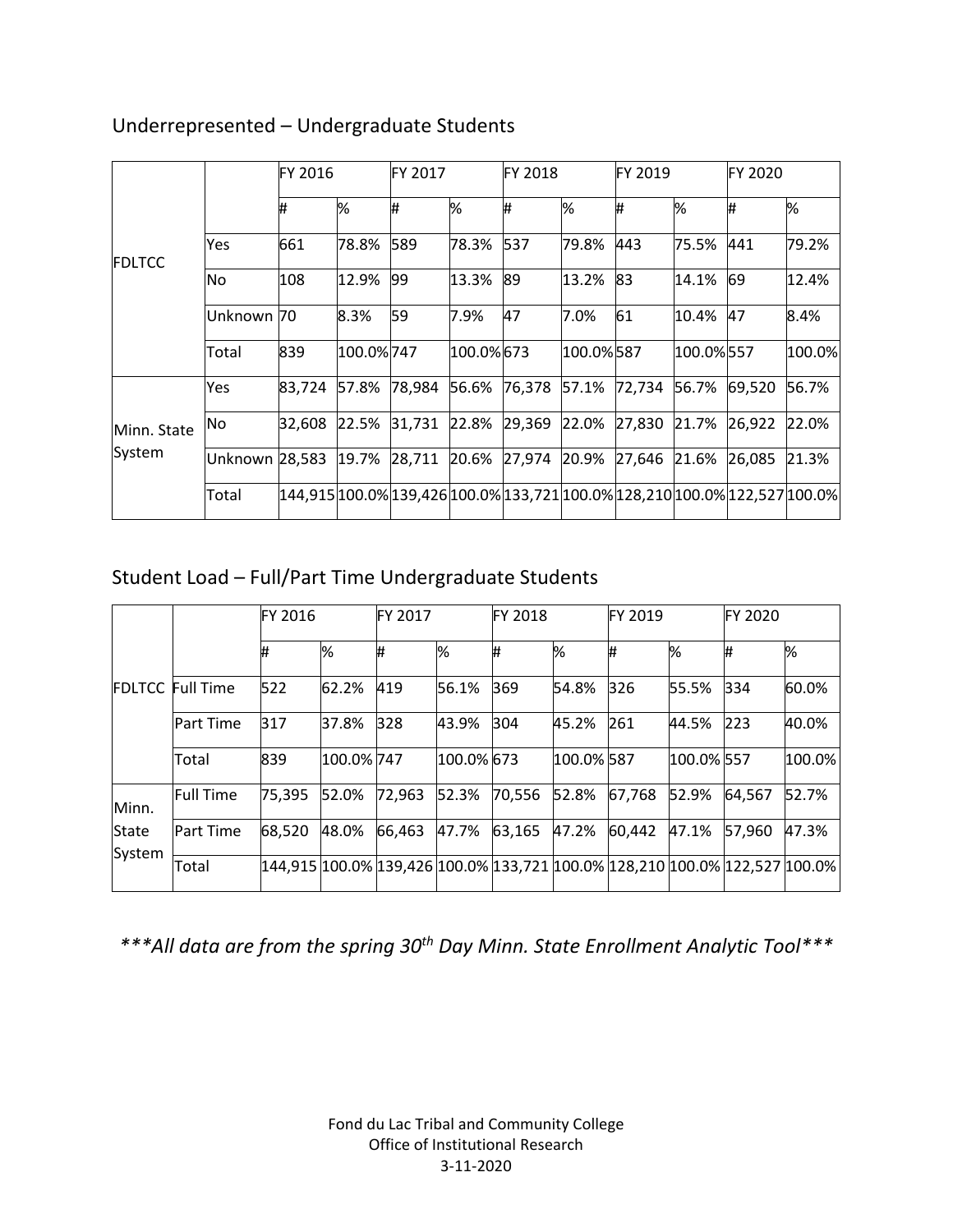## Underrepresented – Undergraduate Students

| | | FY 2016 | | FY 2017 | | FY 2018 | | FY 2019 | | FY 2020 | |
|---|---|---|---|---|---|---|---|---|---|---|---|
| | | # | % | # | % | # | % | # | % | # | % |
| FDLTCC | Yes | 661 | 78.8% | 589 | 78.3% | 537 | 79.8% | 443 | 75.5% | 441 | 79.2% |
| | No | 108 | 12.9% | 99 | 13.3% | 89 | 13.2% | 83 | 14.1% | 69 | 12.4% |
| | Unknown | 70 | 8.3% | 59 | 7.9% | 47 | 7.0% | 61 | 10.4% | 47 | 8.4% |
| | Total | 839 | 100.0% | 747 | 100.0% | 673 | 100.0% | 587 | 100.0% | 557 | 100.0% |
| Minn. State System | Yes | 83,724 | 57.8% | 78,984 | 56.6% | 76,378 | 57.1% | 72,734 | 56.7% | 69,520 | 56.7% |
| | No | 32,608 | 22.5% | 31,731 | 22.8% | 29,369 | 22.0% | 27,830 | 21.7% | 26,922 | 22.0% |
| | Unknown | 28,583 | 19.7% | 28,711 | 20.6% | 27,974 | 20.9% | 27,646 | 21.6% | 26,085 | 21.3% |
| | Total | 144,915 | 100.0% | 139,426 | 100.0% | 133,721 | 100.0% | 128,210 | 100.0% | 122,527 | 100.0% |

## Student Load – Full/Part Time Undergraduate Students

| | | FY 2016 | | FY 2017 | | FY 2018 | | FY 2019 | | FY 2020 | |
|---|---|---|---|---|---|---|---|---|---|---|---|
| | | # | % | # | % | # | % | # | % | # | % |
| FDLTCC | Full Time | 522 | 62.2% | 419 | 56.1% | 369 | 54.8% | 326 | 55.5% | 334 | 60.0% |
| | Part Time | 317 | 37.8% | 328 | 43.9% | 304 | 45.2% | 261 | 44.5% | 223 | 40.0% |
| | Total | 839 | 100.0% | 747 | 100.0% | 673 | 100.0% | 587 | 100.0% | 557 | 100.0% |
| Minn. State System | Full Time | 75,395 | 52.0% | 72,963 | 52.3% | 70,556 | 52.8% | 67,768 | 52.9% | 64,567 | 52.7% |
| | Part Time | 68,520 | 48.0% | 66,463 | 47.7% | 63,165 | 47.2% | 60,442 | 47.1% | 57,960 | 47.3% |
| | Total | 144,915 | 100.0% | 139,426 | 100.0% | 133,721 | 100.0% | 128,210 | 100.0% | 122,527 | 100.0% |

****All data are from the spring 30th Day Minn. State Enrollment Analytic Tool****

Fond du Lac Tribal and Community College
Office of Institutional Research
3-11-2020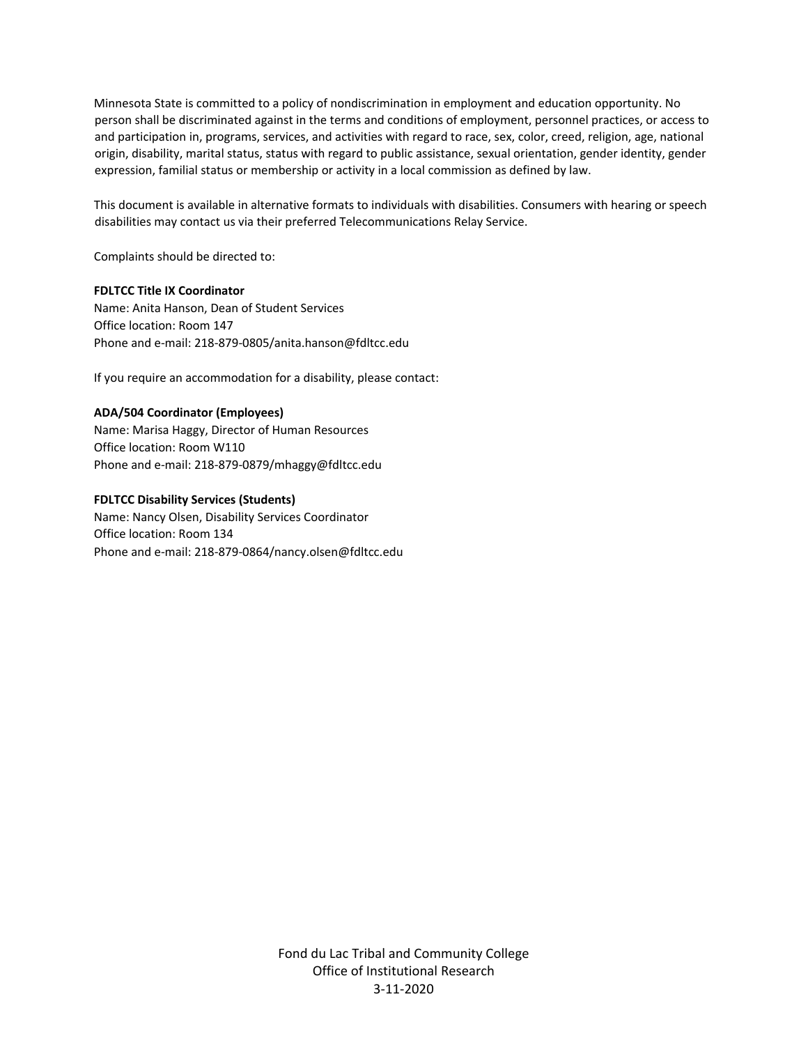Minnesota State is committed to a policy of nondiscrimination in employment and education opportunity. No person shall be discriminated against in the terms and conditions of employment, personnel practices, or access to and participation in, programs, services, and activities with regard to race, sex, color, creed, religion, age, national origin, disability, marital status, status with regard to public assistance, sexual orientation, gender identity, gender expression, familial status or membership or activity in a local commission as defined by law.

This document is available in alternative formats to individuals with disabilities. Consumers with hearing or speech disabilities may contact us via their preferred Telecommunications Relay Service.

Complaints should be directed to:

**FDLTCC Title IX Coordinator**
Name: Anita Hanson, Dean of Student Services
Office location: Room 147
Phone and e-mail: 218-879-0805/anita.hanson@fdltcc.edu

If you require an accommodation for a disability, please contact:

**ADA/504 Coordinator (Employees)**
Name: Marisa Haggy, Director of Human Resources
Office location: Room W110
Phone and e-mail: 218-879-0879/mhaggy@fdltcc.edu

**FDLTCC Disability Services (Students)**
Name: Nancy Olsen, Disability Services Coordinator
Office location: Room 134
Phone and e-mail: 218-879-0864/nancy.olsen@fdltcc.edu

Fond du Lac Tribal and Community College
Office of Institutional Research
3-11-2020